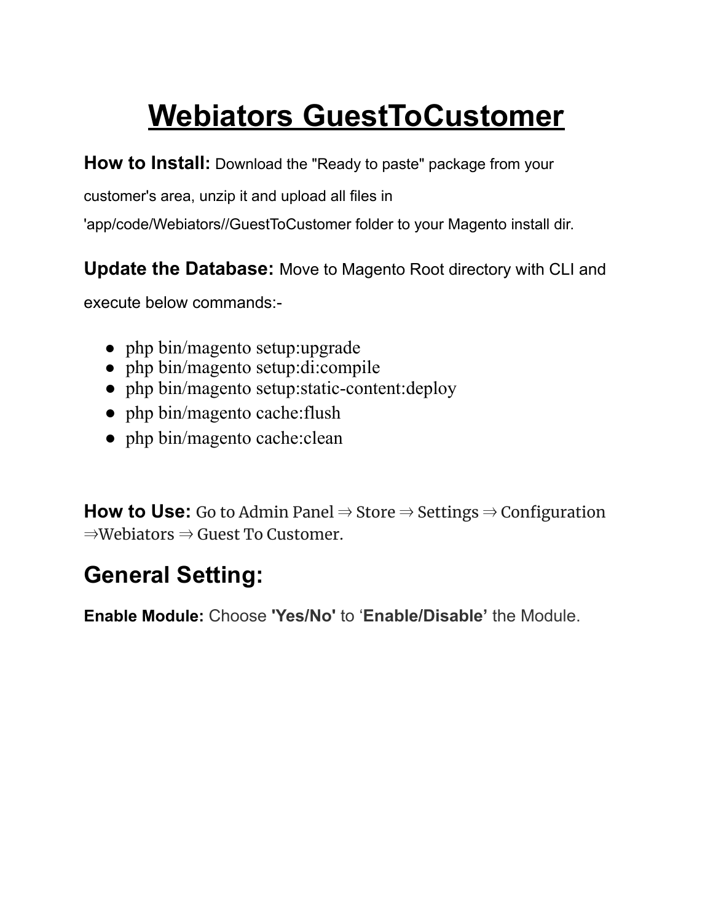# Webiators GuestToCustomer

**How to Install:** Download the "Ready to paste" package from your customer's area, unzip it and upload all files in 'app/code/Webiators//GuestToCustomer folder to your Magento install dir.

**Update the Database:** Move to Magento Root directory with CLI and execute below commands:-

- php bin/magento setup:upgrade
- php bin/magento setup:di:compile
- php bin/magento setup:static-content:deploy
- php bin/magento cache:flush
- php bin/magento cache:clean

**How to Use:** Go to Admin Panel ⇒ Store ⇒ Settings ⇒ Configuration ⇒Webiators ⇒ Guest To Customer.

## General Setting:

**Enable Module:** Choose **'Yes/No'** to '**Enable/Disable'** the Module.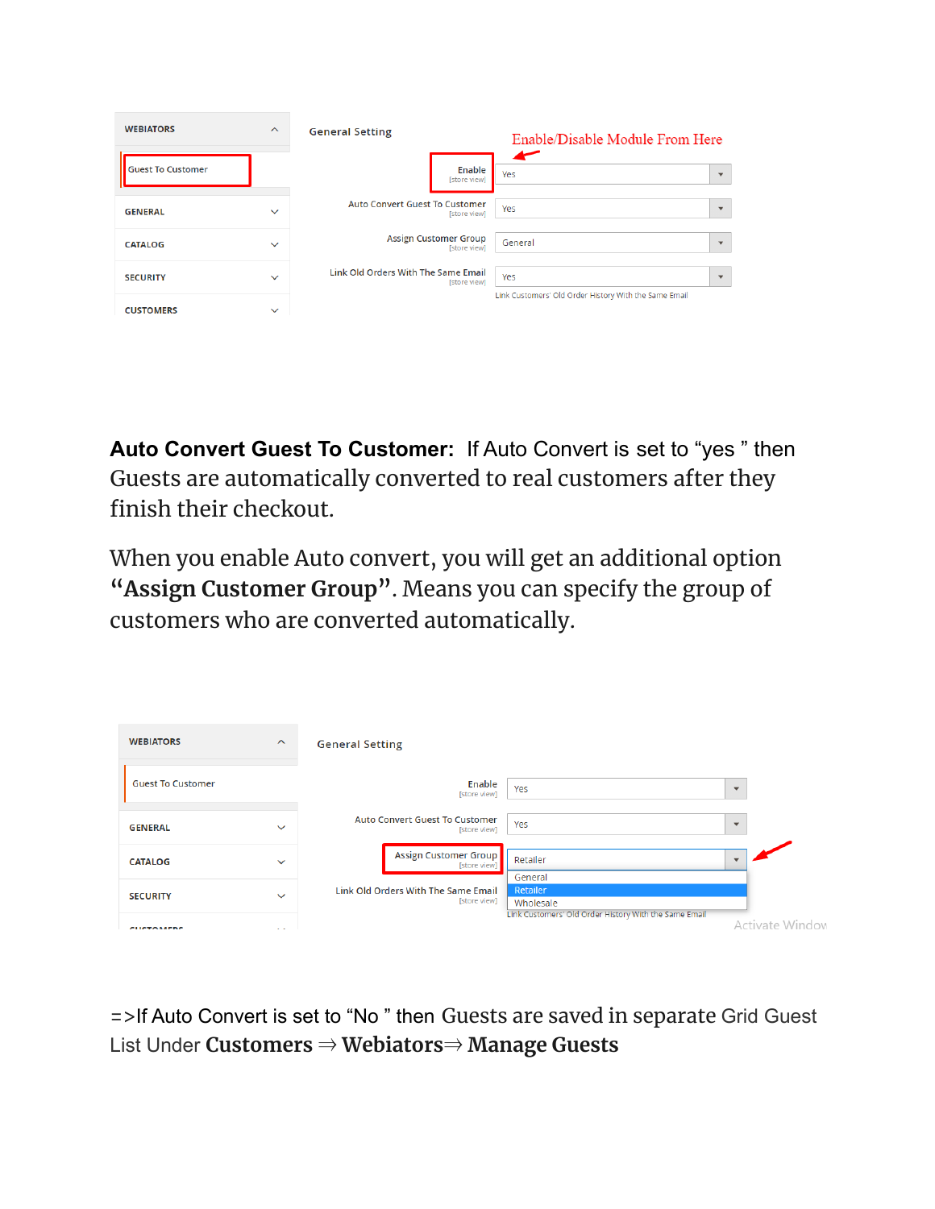**Auto Convert Guest To Customer:** If Auto Convert is set to "yes " then Guests are automatically converted to real customers after they finish their checkout.

When you enable Auto convert, you will get an additional option **"Assign Customer Group"**. Means you can specify the group of customers who are converted automatically.

=>If Auto Convert is set to "No " then Guests are saved in separate Grid Guest List Under **Customers** ⇒ **Webiators**⇒ **Manage Guests**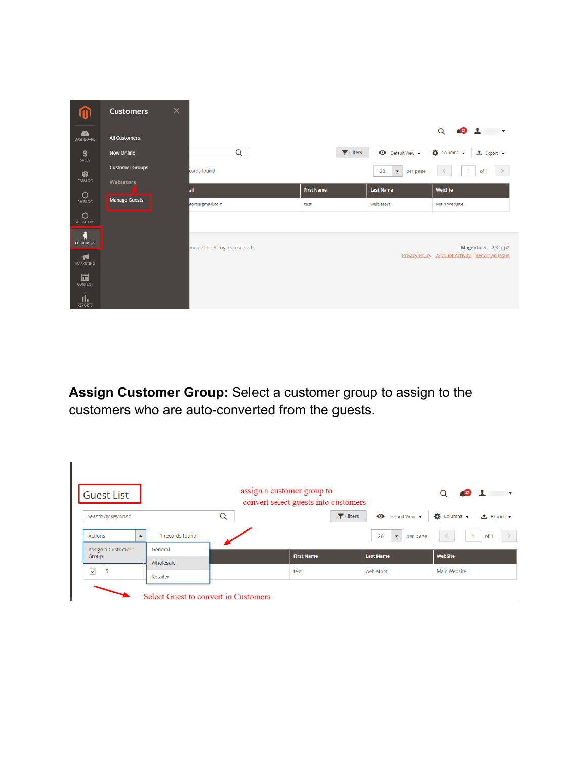**Assign Customer Group:** Select a customer group to assign to the customers who are auto-converted from the guests.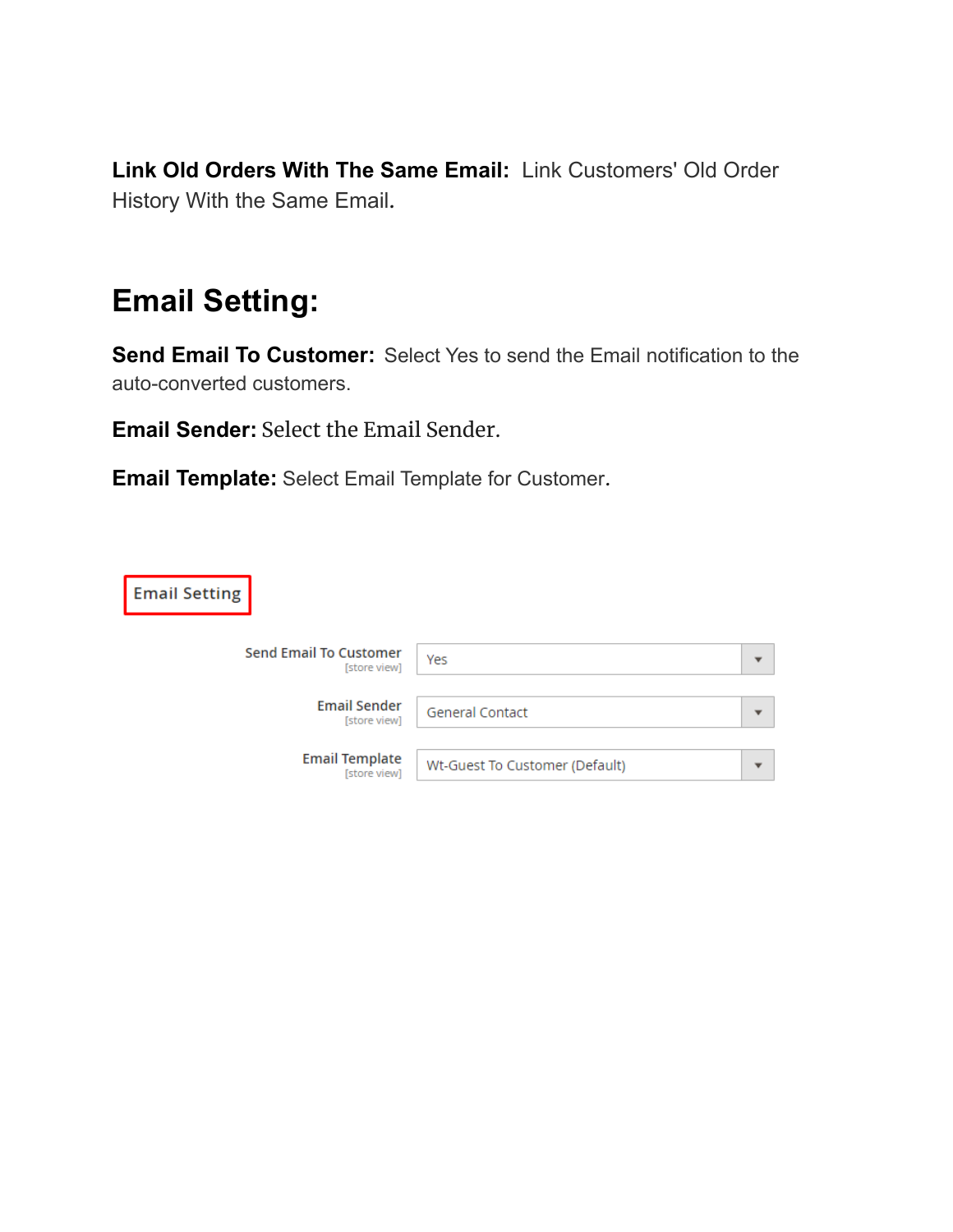**Link Old Orders With The Same Email:** Link Customers' Old Order History With the Same Email.

## Email Setting:

**Send Email To Customer:** Select Yes to send the Email notification to the auto-converted customers.

**Email Sender:** Select the Email Sender.

**Email Template:** Select Email Template for Customer.

Email Setting

| | |
|---|---|
| Send Email To Customer [store view] | Yes |
| Email Sender [store view] | General Contact |
| Email Template [store view] | Wt-Guest To Customer (Default) |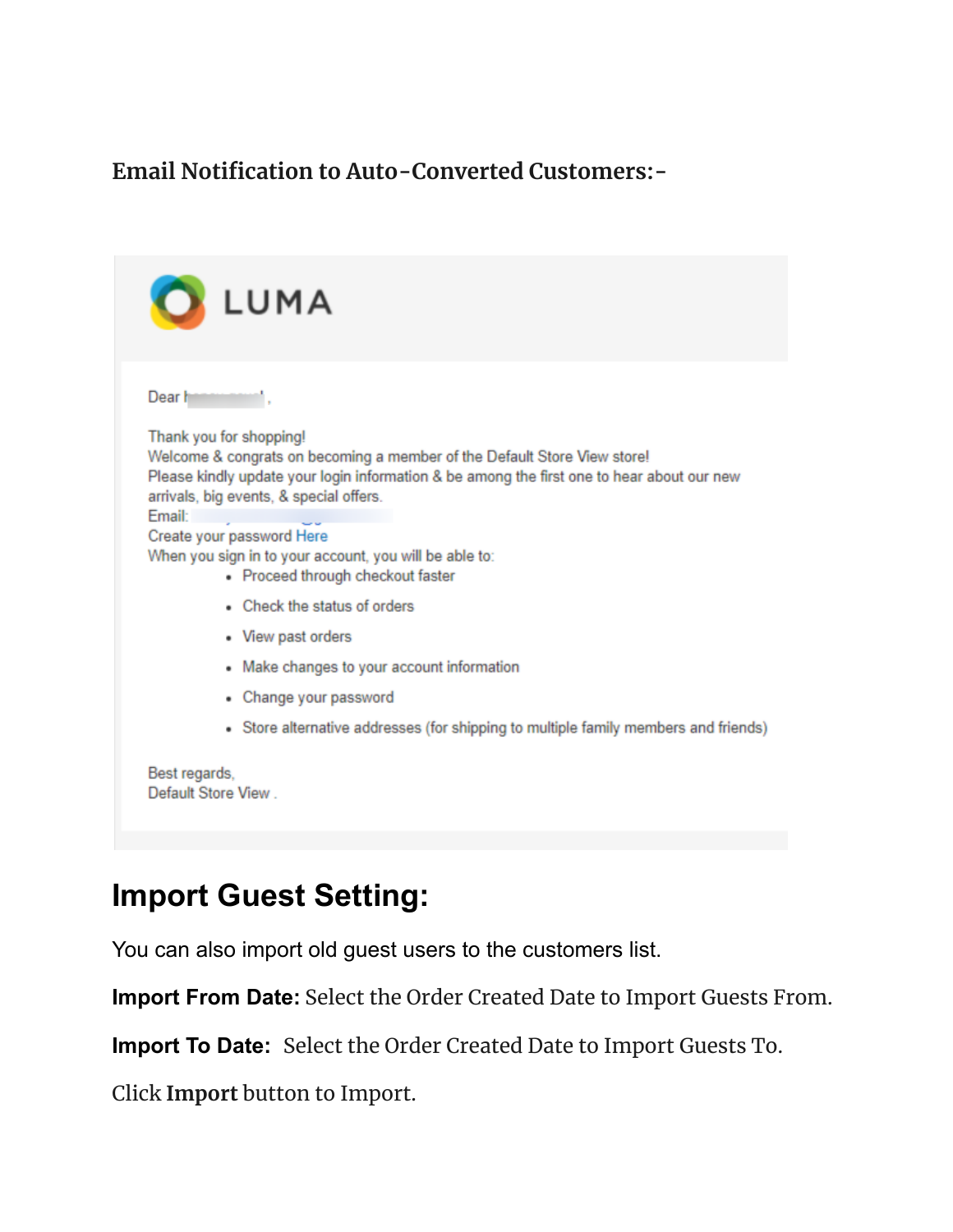**Email Notification to Auto-Converted Customers:-**

LUMA

Dear

Thank you for shopping!
Welcome & congrats on becoming a member of the Default Store View store!
Please kindly update your login information & be among the first one to hear about our new arrivals, big events, & special offers.
Email:
Create your password Here
When you sign in to your account, you will be able to:

- Proceed through checkout faster
- Check the status of orders
- View past orders
- Make changes to your account information
- Change your password
- Store alternative addresses (for shipping to multiple family members and friends)

Best regards,
Default Store View .

## Import Guest Setting:

You can also import old guest users to the customers list.

**Import From Date:** Select the Order Created Date to Import Guests From.

**Import To Date:** Select the Order Created Date to Import Guests To.

Click **Import** button to Import.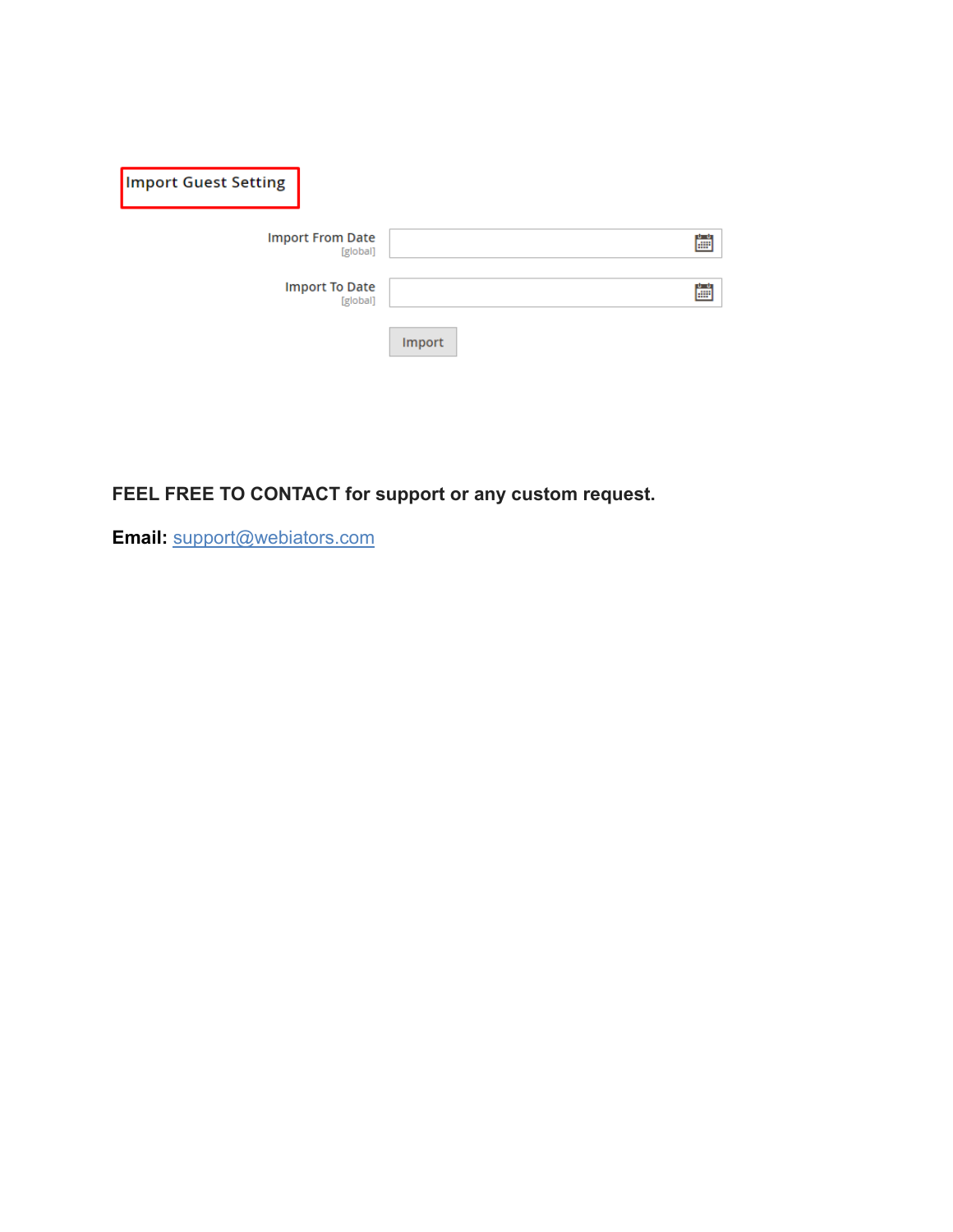Import Guest Setting

Import From Date
[global]

Import To Date
[global]

Import

**FEEL FREE TO CONTACT for support or any custom request.**

**Email:** support@webiators.com